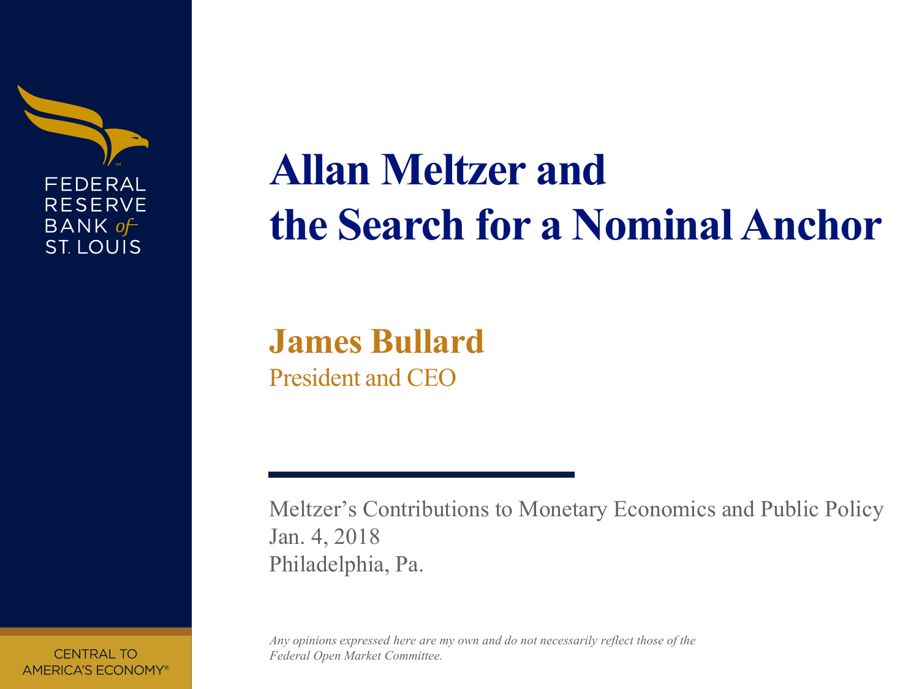FEDERAL RESERVE BANK of ST. LOUIS

# Allan Meltzer and the Search for a Nominal Anchor

**James Bullard**

President and CEO

Meltzer's Contributions to Monetary Economics and Public Policy
Jan. 4, 2018
Philadelphia, Pa.

*Any opinions expressed here are my own and do not necessarily reflect those of the Federal Open Market Committee.*

CENTRAL TO AMERICA'S ECONOMY®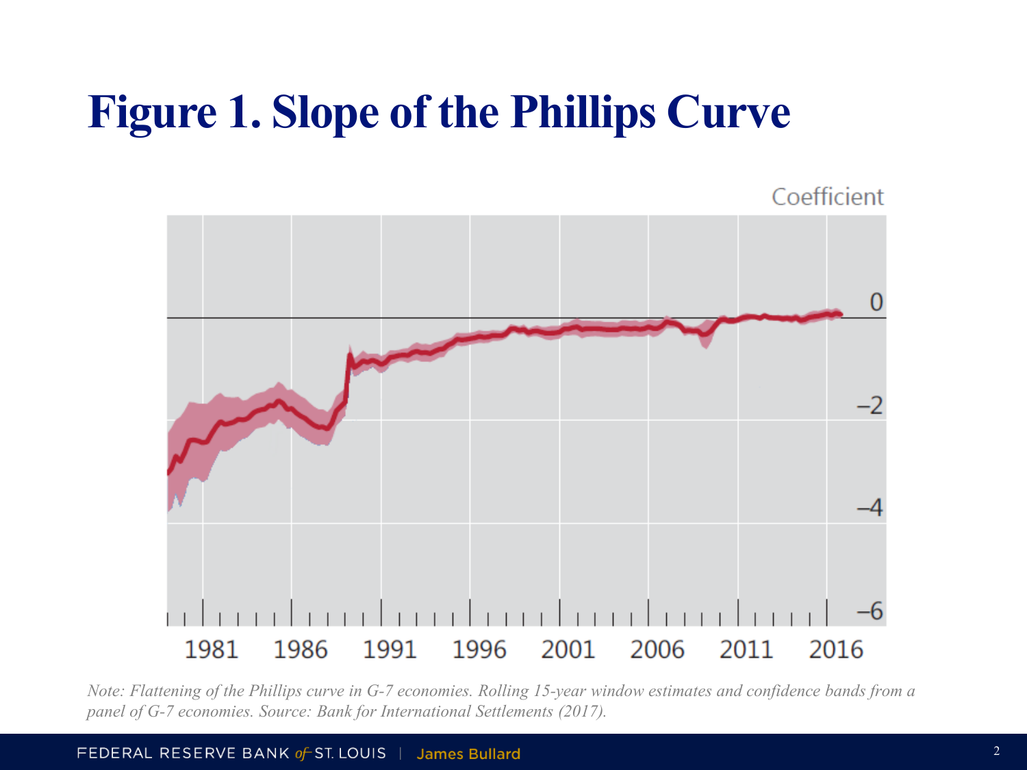# Figure 1. Slope of the Phillips Curve

*Note: Flattening of the Phillips curve in G-7 economies. Rolling 15-year window estimates and confidence bands from a panel of G-7 economies. Source: Bank for International Settlements (2017).*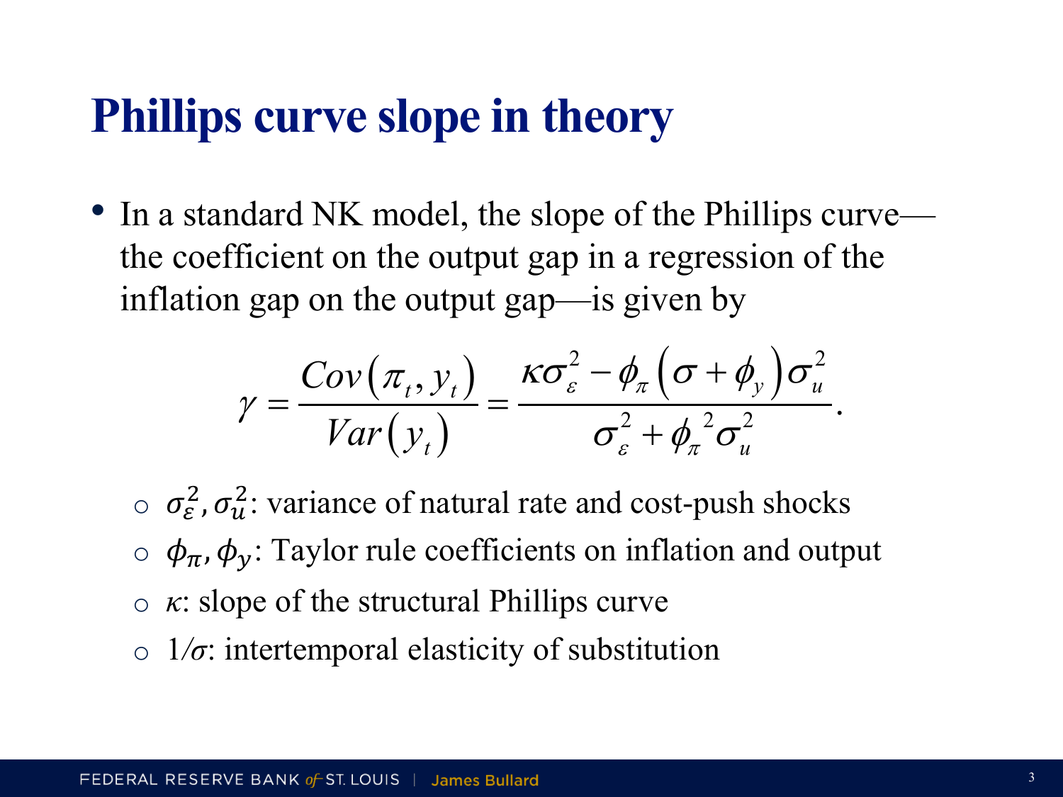# Phillips curve slope in theory

- In a standard NK model, the slope of the Phillips curve—the coefficient on the output gap in a regression of the inflation gap on the output gap—is given by

$$\gamma = \frac{Cov(\pi_t, y_t)}{Var(y_t)} = \frac{\kappa\sigma_\varepsilon^2 - \phi_\pi(\sigma + \phi_y)\sigma_u^2}{\sigma_\varepsilon^2 + \phi_\pi{}^2\sigma_u^2}.$$

  - $\sigma_\varepsilon^2, \sigma_u^2$: variance of natural rate and cost-push shocks
  - $\phi_\pi, \phi_y$: Taylor rule coefficients on inflation and output
  - $\kappa$: slope of the structural Phillips curve
  - $1/\sigma$: intertemporal elasticity of substitution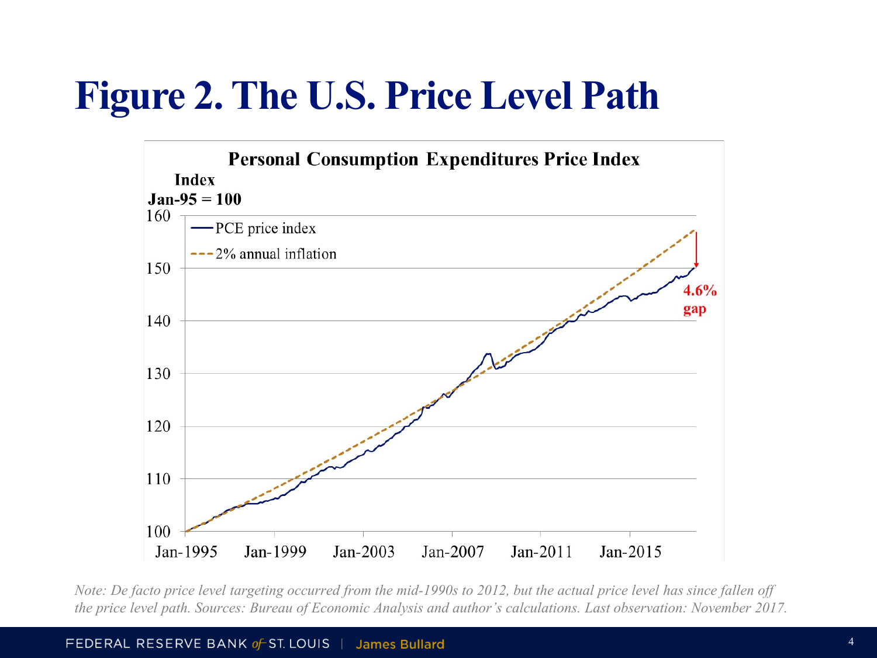# Figure 2. The U.S. Price Level Path

*Note: De facto price level targeting occurred from the mid-1990s to 2012, but the actual price level has since fallen off the price level path. Sources: Bureau of Economic Analysis and author's calculations. Last observation: November 2017.*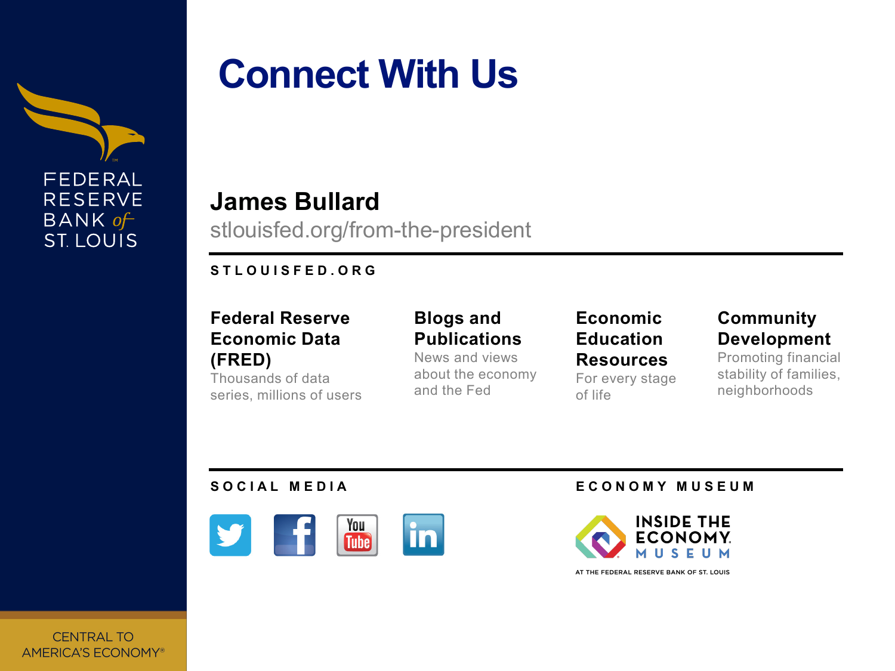FEDERAL RESERVE BANK of ST. LOUIS

# Connect With Us

## James Bullard

stlouisfed.org/from-the-president

STLOUISFED.ORG

**Federal Reserve Economic Data (FRED)**
Thousands of data series, millions of users

**Blogs and Publications**
News and views about the economy and the Fed

**Economic Education Resources**
For every stage of life

**Community Development**
Promoting financial stability of families, neighborhoods

SOCIAL MEDIA

ECONOMY MUSEUM

INSIDE THE ECONOMY MUSEUM

AT THE FEDERAL RESERVE BANK OF ST. LOUIS

CENTRAL TO AMERICA'S ECONOMY®